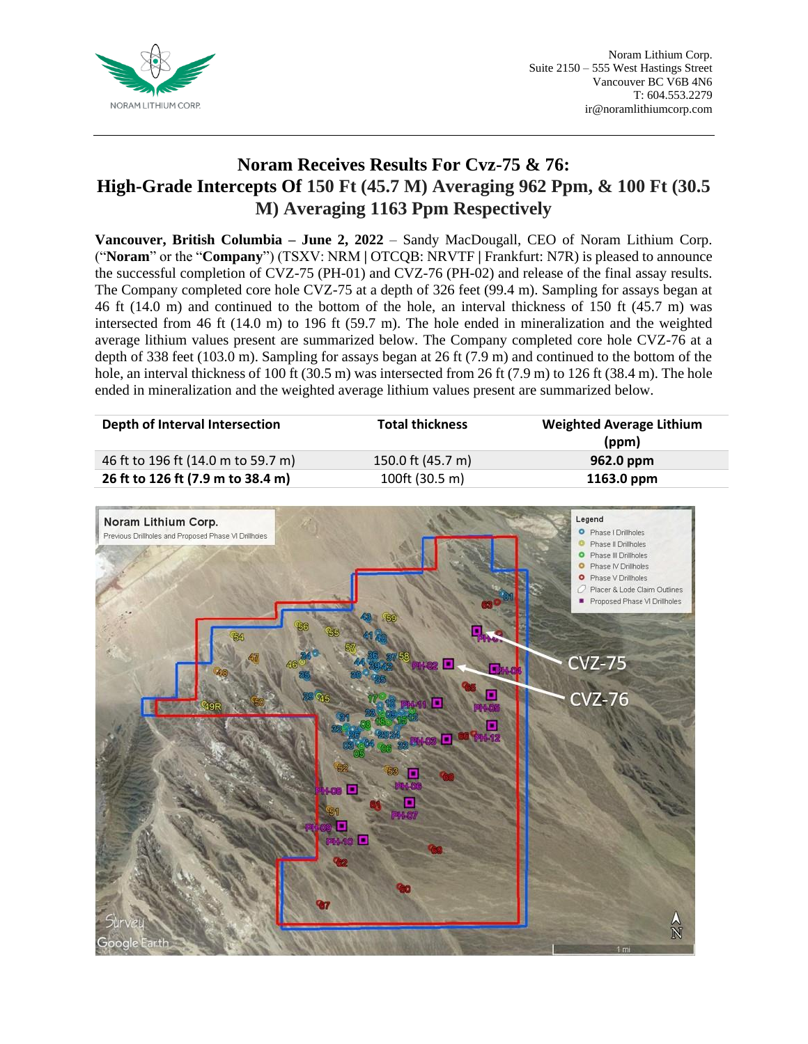Noram Lithium Corp.
Suite 2150 – 555 West Hastings Street
Vancouver BC V6B 4N6
T: 604.553.2279
ir@noramlithiumcorp.com

# Noram Receives Results For Cvz-75 & 76: High-Grade Intercepts Of 150 Ft (45.7 M) Averaging 962 Ppm, & 100 Ft (30.5 M) Averaging 1163 Ppm Respectively

**Vancouver, British Columbia – June 2, 2022** – Sandy MacDougall, CEO of Noram Lithium Corp. ("**Noram**" or the "**Company**") (TSXV: NRM **|** OTCQB: NRVTF **|** Frankfurt: N7R) is pleased to announce the successful completion of CVZ-75 (PH-01) and CVZ-76 (PH-02) and release of the final assay results. The Company completed core hole CVZ-75 at a depth of 326 feet (99.4 m). Sampling for assays began at 46 ft (14.0 m) and continued to the bottom of the hole, an interval thickness of 150 ft (45.7 m) was intersected from 46 ft (14.0 m) to 196 ft (59.7 m). The hole ended in mineralization and the weighted average lithium values present are summarized below. The Company completed core hole CVZ-76 at a depth of 338 feet (103.0 m). Sampling for assays began at 26 ft (7.9 m) and continued to the bottom of the hole, an interval thickness of 100 ft (30.5 m) was intersected from 26 ft (7.9 m) to 126 ft (38.4 m). The hole ended in mineralization and the weighted average lithium values present are summarized below.

| Depth of Interval Intersection | Total thickness | Weighted Average Lithium (ppm) |
|---|---|---|
| 46 ft to 196 ft (14.0 m to 59.7 m) | 150.0 ft (45.7 m) | **962.0 ppm** |
| **26 ft to 126 ft (7.9 m to 38.4 m)** | 100ft (30.5 m) | **1163.0 ppm** |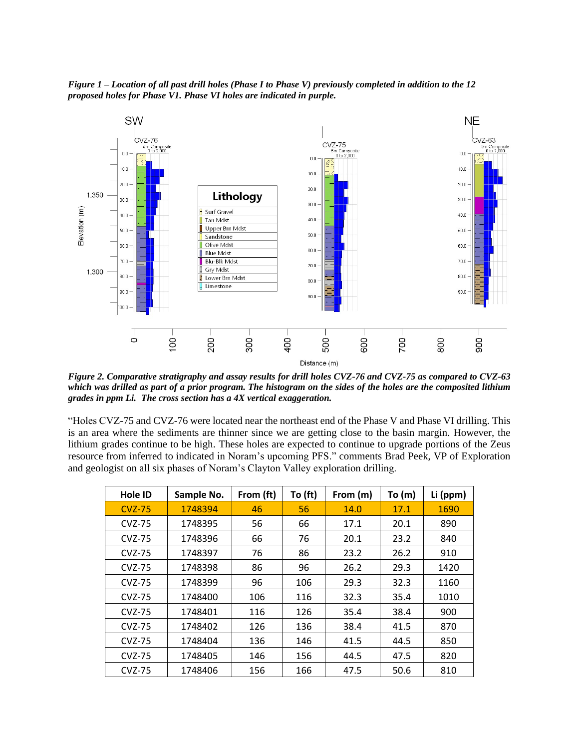*Figure 1 – Location of all past drill holes (Phase I to Phase V) previously completed in addition to the 12 proposed holes for Phase V1. Phase VI holes are indicated in purple.*

*Figure 2. Comparative stratigraphy and assay results for drill holes CVZ-76 and CVZ-75 as compared to CVZ-63 which was drilled as part of a prior program. The histogram on the sides of the holes are the composited lithium grades in ppm Li. The cross section has a 4X vertical exaggeration.*

"Holes CVZ-75 and CVZ-76 were located near the northeast end of the Phase V and Phase VI drilling. This is an area where the sediments are thinner since we are getting close to the basin margin. However, the lithium grades continue to be high. These holes are expected to continue to upgrade portions of the Zeus resource from inferred to indicated in Noram's upcoming PFS." comments Brad Peek, VP of Exploration and geologist on all six phases of Noram's Clayton Valley exploration drilling.

| Hole ID | Sample No. | From (ft) | To (ft) | From (m) | To (m) | Li (ppm) |
|---|---|---|---|---|---|---|
| CVZ-75 | 1748394 | 46 | 56 | 14.0 | 17.1 | 1690 |
| CVZ-75 | 1748395 | 56 | 66 | 17.1 | 20.1 | 890 |
| CVZ-75 | 1748396 | 66 | 76 | 20.1 | 23.2 | 840 |
| CVZ-75 | 1748397 | 76 | 86 | 23.2 | 26.2 | 910 |
| CVZ-75 | 1748398 | 86 | 96 | 26.2 | 29.3 | 1420 |
| CVZ-75 | 1748399 | 96 | 106 | 29.3 | 32.3 | 1160 |
| CVZ-75 | 1748400 | 106 | 116 | 32.3 | 35.4 | 1010 |
| CVZ-75 | 1748401 | 116 | 126 | 35.4 | 38.4 | 900 |
| CVZ-75 | 1748402 | 126 | 136 | 38.4 | 41.5 | 870 |
| CVZ-75 | 1748404 | 136 | 146 | 41.5 | 44.5 | 850 |
| CVZ-75 | 1748405 | 146 | 156 | 44.5 | 47.5 | 820 |
| CVZ-75 | 1748406 | 156 | 166 | 47.5 | 50.6 | 810 |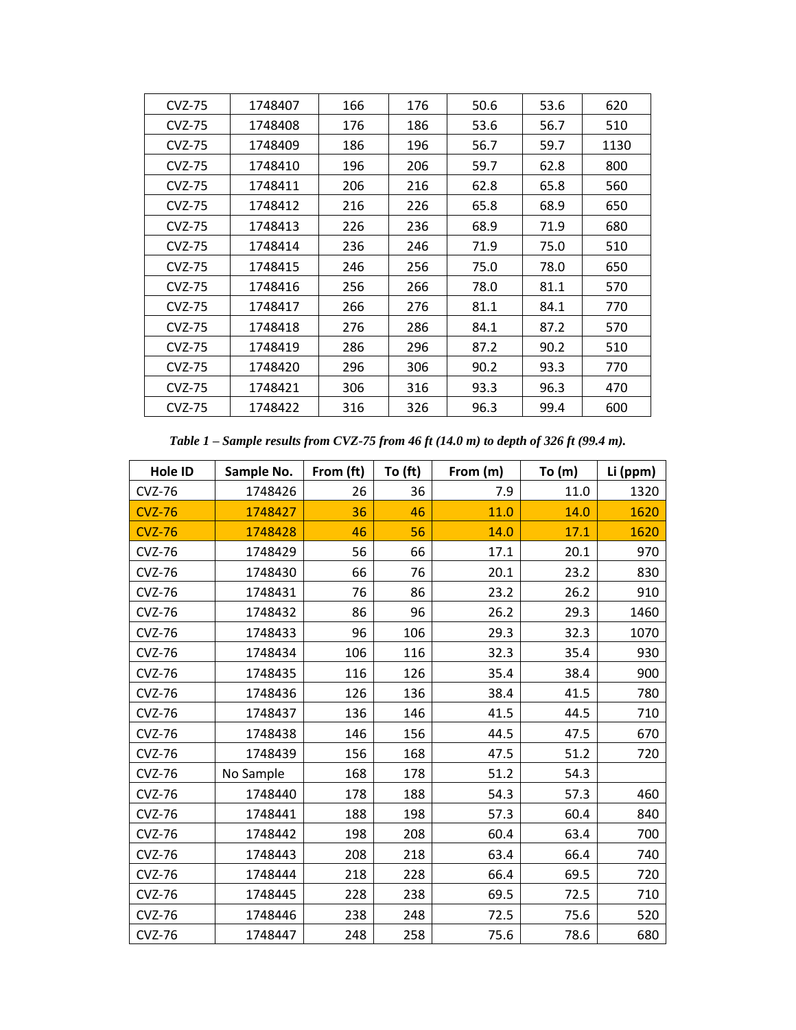| | | | | | | |
|---|---|---|---|---|---|---|
| CVZ-75 | 1748407 | 166 | 176 | 50.6 | 53.6 | 620 |
| CVZ-75 | 1748408 | 176 | 186 | 53.6 | 56.7 | 510 |
| CVZ-75 | 1748409 | 186 | 196 | 56.7 | 59.7 | 1130 |
| CVZ-75 | 1748410 | 196 | 206 | 59.7 | 62.8 | 800 |
| CVZ-75 | 1748411 | 206 | 216 | 62.8 | 65.8 | 560 |
| CVZ-75 | 1748412 | 216 | 226 | 65.8 | 68.9 | 650 |
| CVZ-75 | 1748413 | 226 | 236 | 68.9 | 71.9 | 680 |
| CVZ-75 | 1748414 | 236 | 246 | 71.9 | 75.0 | 510 |
| CVZ-75 | 1748415 | 246 | 256 | 75.0 | 78.0 | 650 |
| CVZ-75 | 1748416 | 256 | 266 | 78.0 | 81.1 | 570 |
| CVZ-75 | 1748417 | 266 | 276 | 81.1 | 84.1 | 770 |
| CVZ-75 | 1748418 | 276 | 286 | 84.1 | 87.2 | 570 |
| CVZ-75 | 1748419 | 286 | 296 | 87.2 | 90.2 | 510 |
| CVZ-75 | 1748420 | 296 | 306 | 90.2 | 93.3 | 770 |
| CVZ-75 | 1748421 | 306 | 316 | 93.3 | 96.3 | 470 |
| CVZ-75 | 1748422 | 316 | 326 | 96.3 | 99.4 | 600 |

***Table 1 – Sample results from CVZ-75 from 46 ft (14.0 m) to depth of 326 ft (99.4 m).***

| Hole ID | Sample No. | From (ft) | To (ft) | From (m) | To (m) | Li (ppm) |
|---|---|---|---|---|---|---|
| CVZ-76 | 1748426 | 26 | 36 | 7.9 | 11.0 | 1320 |
| CVZ-76 | 1748427 | 36 | 46 | 11.0 | 14.0 | 1620 |
| CVZ-76 | 1748428 | 46 | 56 | 14.0 | 17.1 | 1620 |
| CVZ-76 | 1748429 | 56 | 66 | 17.1 | 20.1 | 970 |
| CVZ-76 | 1748430 | 66 | 76 | 20.1 | 23.2 | 830 |
| CVZ-76 | 1748431 | 76 | 86 | 23.2 | 26.2 | 910 |
| CVZ-76 | 1748432 | 86 | 96 | 26.2 | 29.3 | 1460 |
| CVZ-76 | 1748433 | 96 | 106 | 29.3 | 32.3 | 1070 |
| CVZ-76 | 1748434 | 106 | 116 | 32.3 | 35.4 | 930 |
| CVZ-76 | 1748435 | 116 | 126 | 35.4 | 38.4 | 900 |
| CVZ-76 | 1748436 | 126 | 136 | 38.4 | 41.5 | 780 |
| CVZ-76 | 1748437 | 136 | 146 | 41.5 | 44.5 | 710 |
| CVZ-76 | 1748438 | 146 | 156 | 44.5 | 47.5 | 670 |
| CVZ-76 | 1748439 | 156 | 168 | 47.5 | 51.2 | 720 |
| CVZ-76 | No Sample | 168 | 178 | 51.2 | 54.3 | |
| CVZ-76 | 1748440 | 178 | 188 | 54.3 | 57.3 | 460 |
| CVZ-76 | 1748441 | 188 | 198 | 57.3 | 60.4 | 840 |
| CVZ-76 | 1748442 | 198 | 208 | 60.4 | 63.4 | 700 |
| CVZ-76 | 1748443 | 208 | 218 | 63.4 | 66.4 | 740 |
| CVZ-76 | 1748444 | 218 | 228 | 66.4 | 69.5 | 720 |
| CVZ-76 | 1748445 | 228 | 238 | 69.5 | 72.5 | 710 |
| CVZ-76 | 1748446 | 238 | 248 | 72.5 | 75.6 | 520 |
| CVZ-76 | 1748447 | 248 | 258 | 75.6 | 78.6 | 680 |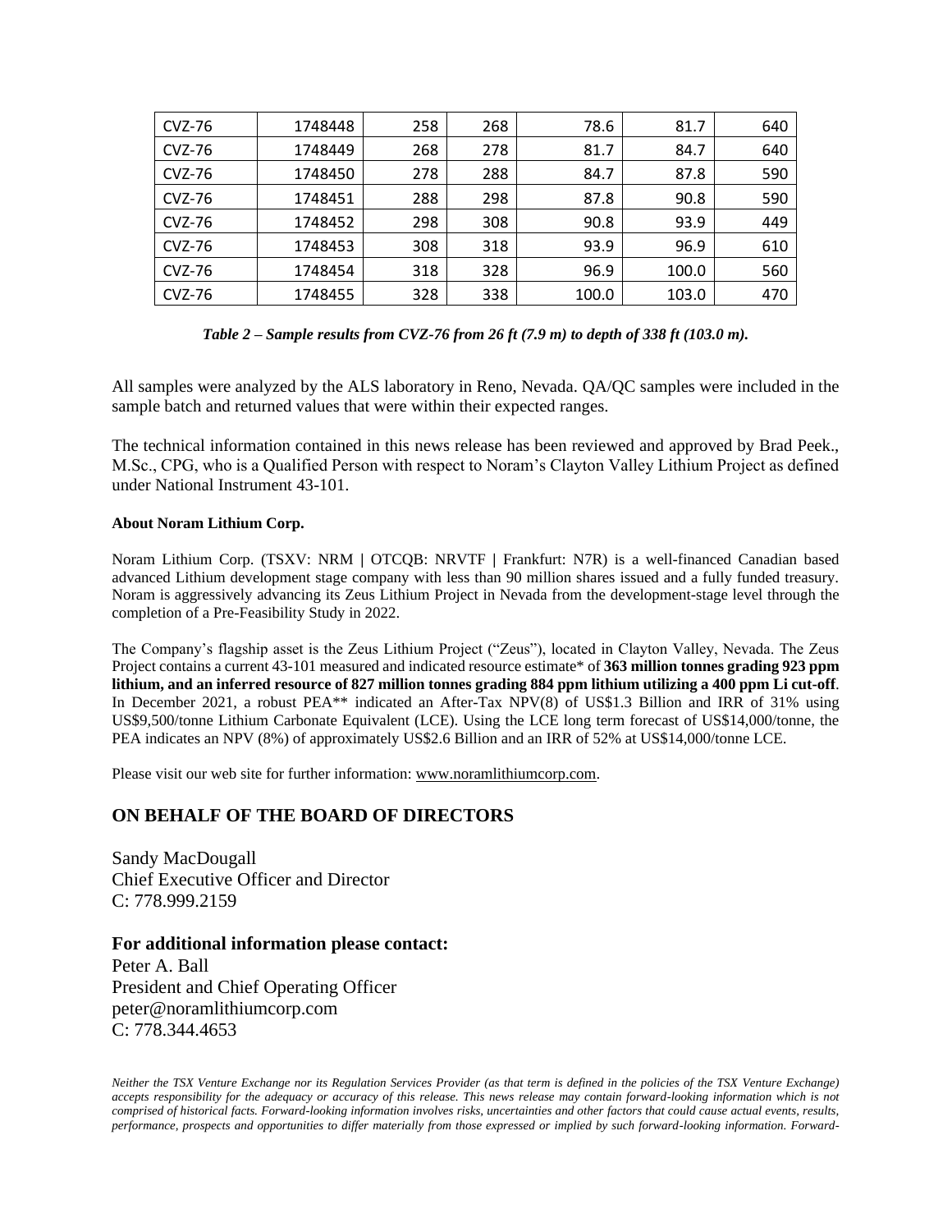| CVZ-76 | 1748448 | 258 | 268 | 78.6 | 81.7 | 640 |
|---|---|---|---|---|---|---|
| CVZ-76 | 1748449 | 268 | 278 | 81.7 | 84.7 | 640 |
| CVZ-76 | 1748450 | 278 | 288 | 84.7 | 87.8 | 590 |
| CVZ-76 | 1748451 | 288 | 298 | 87.8 | 90.8 | 590 |
| CVZ-76 | 1748452 | 298 | 308 | 90.8 | 93.9 | 449 |
| CVZ-76 | 1748453 | 308 | 318 | 93.9 | 96.9 | 610 |
| CVZ-76 | 1748454 | 318 | 328 | 96.9 | 100.0 | 560 |
| CVZ-76 | 1748455 | 328 | 338 | 100.0 | 103.0 | 470 |

***Table 2 – Sample results from CVZ-76 from 26 ft (7.9 m) to depth of 338 ft (103.0 m).***

All samples were analyzed by the ALS laboratory in Reno, Nevada. QA/QC samples were included in the sample batch and returned values that were within their expected ranges.

The technical information contained in this news release has been reviewed and approved by Brad Peek., M.Sc., CPG, who is a Qualified Person with respect to Noram's Clayton Valley Lithium Project as defined under National Instrument 43-101.

**About Noram Lithium Corp.**

Noram Lithium Corp. (TSXV: NRM | OTCQB: NRVTF | Frankfurt: N7R) is a well-financed Canadian based advanced Lithium development stage company with less than 90 million shares issued and a fully funded treasury. Noram is aggressively advancing its Zeus Lithium Project in Nevada from the development-stage level through the completion of a Pre-Feasibility Study in 2022.

The Company's flagship asset is the Zeus Lithium Project ("Zeus"), located in Clayton Valley, Nevada. The Zeus Project contains a current 43-101 measured and indicated resource estimate* of **363 million tonnes grading 923 ppm lithium, and an inferred resource of 827 million tonnes grading 884 ppm lithium utilizing a 400 ppm Li cut-off**. In December 2021, a robust PEA** indicated an After-Tax NPV(8) of US$1.3 Billion and IRR of 31% using US$9,500/tonne Lithium Carbonate Equivalent (LCE). Using the LCE long term forecast of US$14,000/tonne, the PEA indicates an NPV (8%) of approximately US$2.6 Billion and an IRR of 52% at US$14,000/tonne LCE.

Please visit our web site for further information: www.noramlithiumcorp.com.

## ON BEHALF OF THE BOARD OF DIRECTORS

Sandy MacDougall
Chief Executive Officer and Director
C: 778.999.2159

### For additional information please contact:

Peter A. Ball
President and Chief Operating Officer
peter@noramlithiumcorp.com
C: 778.344.4653

*Neither the TSX Venture Exchange nor its Regulation Services Provider (as that term is defined in the policies of the TSX Venture Exchange) accepts responsibility for the adequacy or accuracy of this release. This news release may contain forward-looking information which is not comprised of historical facts. Forward-looking information involves risks, uncertainties and other factors that could cause actual events, results, performance, prospects and opportunities to differ materially from those expressed or implied by such forward-looking information. Forward-*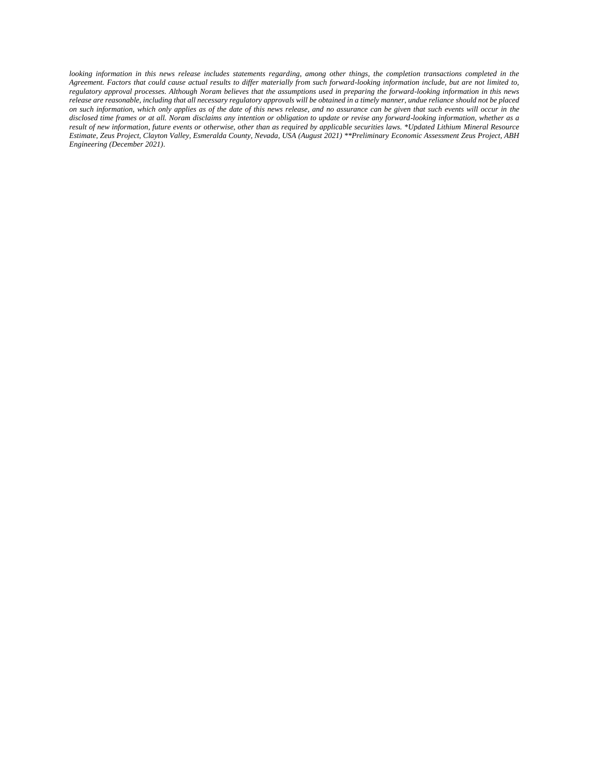*looking information in this news release includes statements regarding, among other things, the completion transactions completed in the Agreement. Factors that could cause actual results to differ materially from such forward-looking information include, but are not limited to, regulatory approval processes. Although Noram believes that the assumptions used in preparing the forward-looking information in this news release are reasonable, including that all necessary regulatory approvals will be obtained in a timely manner, undue reliance should not be placed on such information, which only applies as of the date of this news release, and no assurance can be given that such events will occur in the disclosed time frames or at all. Noram disclaims any intention or obligation to update or revise any forward-looking information, whether as a result of new information, future events or otherwise, other than as required by applicable securities laws. *Updated Lithium Mineral Resource Estimate, Zeus Project, Clayton Valley, Esmeralda County, Nevada, USA (August 2021) **Preliminary Economic Assessment Zeus Project, ABH Engineering (December 2021).*